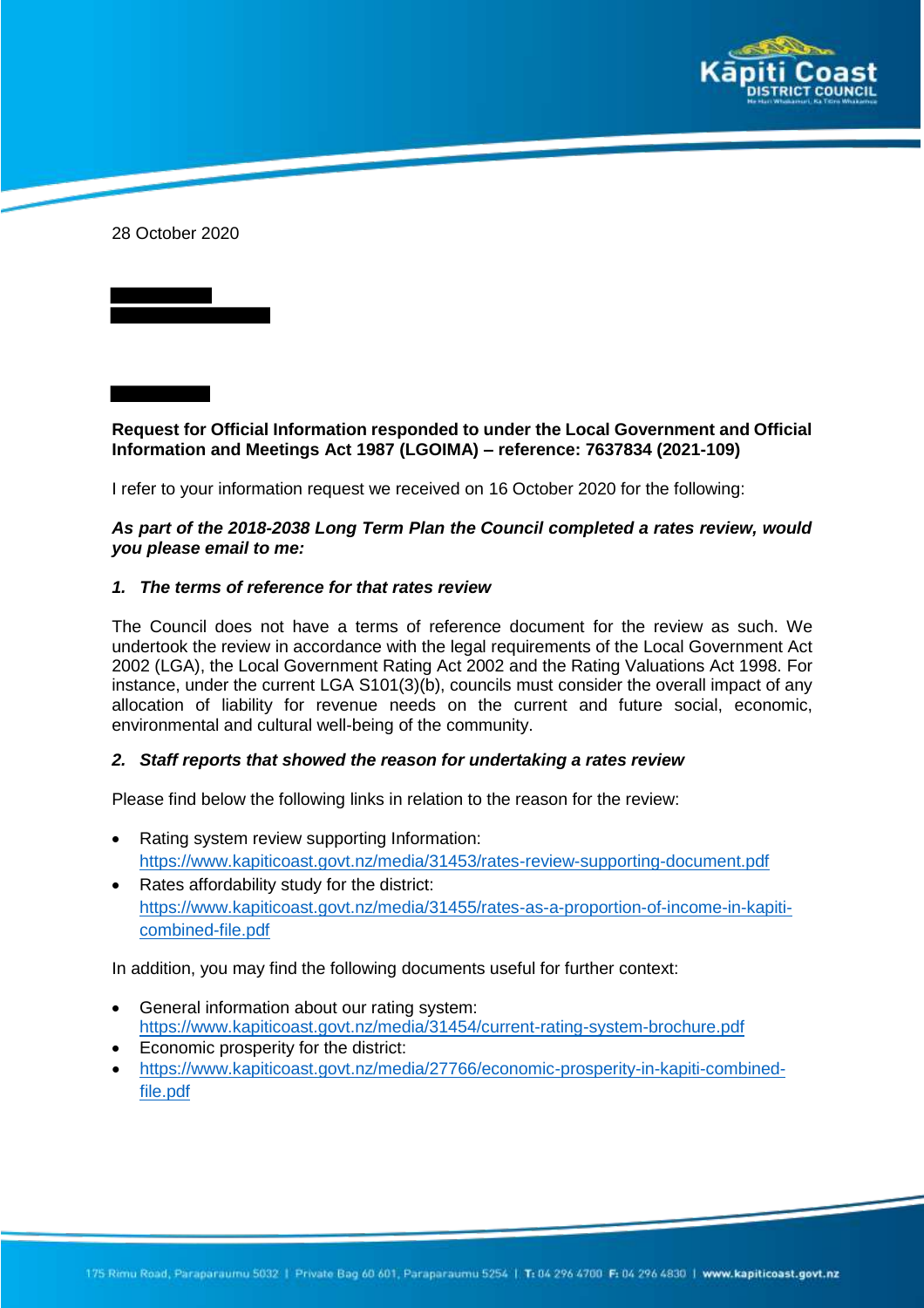28 October 2020

**Request for Official Information responded to under the Local Government and Official Information and Meetings Act 1987 (LGOIMA) – reference: 7637834 (2021-109)**

I refer to your information request we received on 16 October 2020 for the following:

***As part of the 2018-2038 Long Term Plan the Council completed a rates review, would you please email to me:***

***1. The terms of reference for that rates review***

The Council does not have a terms of reference document for the review as such. We undertook the review in accordance with the legal requirements of the Local Government Act 2002 (LGA), the Local Government Rating Act 2002 and the Rating Valuations Act 1998. For instance, under the current LGA S101(3)(b), councils must consider the overall impact of any allocation of liability for revenue needs on the current and future social, economic, environmental and cultural well-being of the community.

***2. Staff reports that showed the reason for undertaking a rates review***

Please find below the following links in relation to the reason for the review:

- Rating system review supporting Information: https://www.kapiticoast.govt.nz/media/31453/rates-review-supporting-document.pdf
- Rates affordability study for the district: https://www.kapiticoast.govt.nz/media/31455/rates-as-a-proportion-of-income-in-kapiti-combined-file.pdf

In addition, you may find the following documents useful for further context:

- General information about our rating system: https://www.kapiticoast.govt.nz/media/31454/current-rating-system-brochure.pdf
- Economic prosperity for the district:
- https://www.kapiticoast.govt.nz/media/27766/economic-prosperity-in-kapiti-combined-file.pdf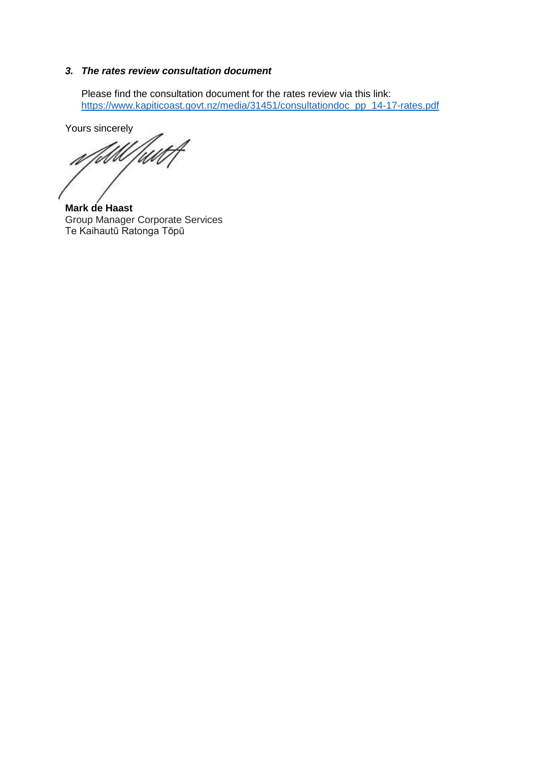### *3. The rates review consultation document*

Please find the consultation document for the rates review via this link: [https://www.kapiticoast.govt.nz/media/31451/consultationdoc_pp_14-17-rates.pdf](https://www.kapiticoast.govt.nz/media/31451/consultationdoc_pp_14-17-rates.pdf)

Yours sincerely

**Mark de Haast**
Group Manager Corporate Services
Te Kaihautū Ratonga Tōpū